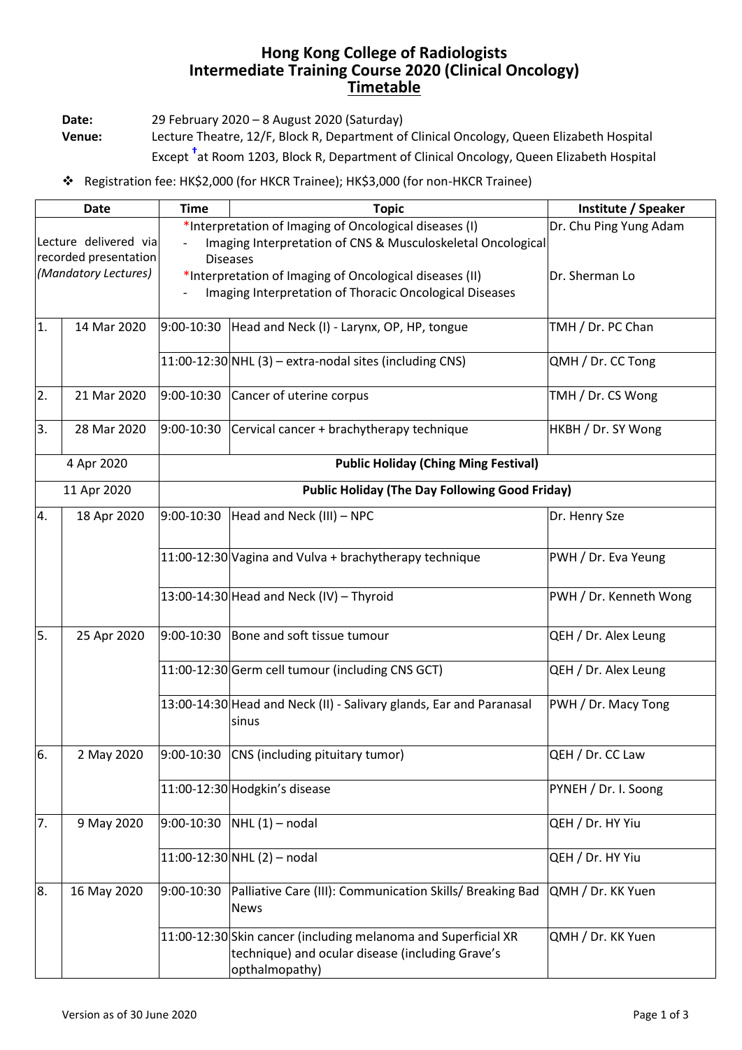# Hong Kong College of Radiologists
# Intermediate Training Course 2020 (Clinical Oncology)
## Timetable

**Date:** 29 February 2020 – 8 August 2020 (Saturday)

**Venue:** Lecture Theatre, 12/F, Block R, Department of Clinical Oncology, Queen Elizabeth Hospital
Except †at Room 1203, Block R, Department of Clinical Oncology, Queen Elizabeth Hospital

❖ Registration fee: HK$2,000 (for HKCR Trainee); HK$3,000 (for non-HKCR Trainee)

| Date | | Time | Topic | Institute / Speaker |
|---|---|---|---|---|
| Lecture delivered via recorded presentation *(Mandatory Lectures)* | | | *Interpretation of Imaging of Oncological diseases (I)<br>- Imaging Interpretation of CNS & Musculoskeletal Oncological Diseases | Dr. Chu Ping Yung Adam |
| | | | *Interpretation of Imaging of Oncological diseases (II)<br>- Imaging Interpretation of Thoracic Oncological Diseases | Dr. Sherman Lo |
| 1. | 14 Mar 2020 | 9:00-10:30 | Head and Neck (I) - Larynx, OP, HP, tongue | TMH / Dr. PC Chan |
| | | 11:00-12:30 | NHL (3) – extra-nodal sites (including CNS) | QMH / Dr. CC Tong |
| 2. | 21 Mar 2020 | 9:00-10:30 | Cancer of uterine corpus | TMH / Dr. CS Wong |
| 3. | 28 Mar 2020 | 9:00-10:30 | Cervical cancer + brachytherapy technique | HKBH / Dr. SY Wong |
| 4 Apr 2020 | | **Public Holiday (Ching Ming Festival)** | | |
| 11 Apr 2020 | | **Public Holiday (The Day Following Good Friday)** | | |
| 4. | 18 Apr 2020 | 9:00-10:30 | Head and Neck (III) – NPC | Dr. Henry Sze |
| | | 11:00-12:30 | Vagina and Vulva + brachytherapy technique | PWH / Dr. Eva Yeung |
| | | 13:00-14:30 | Head and Neck (IV) – Thyroid | PWH / Dr. Kenneth Wong |
| 5. | 25 Apr 2020 | 9:00-10:30 | Bone and soft tissue tumour | QEH / Dr. Alex Leung |
| | | 11:00-12:30 | Germ cell tumour (including CNS GCT) | QEH / Dr. Alex Leung |
| | | 13:00-14:30 | Head and Neck (II) - Salivary glands, Ear and Paranasal sinus | PWH / Dr. Macy Tong |
| 6. | 2 May 2020 | 9:00-10:30 | CNS (including pituitary tumor) | QEH / Dr. CC Law |
| | | 11:00-12:30 | Hodgkin's disease | PYNEH / Dr. I. Soong |
| 7. | 9 May 2020 | 9:00-10:30 | NHL (1) – nodal | QEH / Dr. HY Yiu |
| | | 11:00-12:30 | NHL (2) – nodal | QEH / Dr. HY Yiu |
| 8. | 16 May 2020 | 9:00-10:30 | Palliative Care (III): Communication Skills/ Breaking Bad News | QMH / Dr. KK Yuen |
| | | 11:00-12:30 | Skin cancer (including melanoma and Superficial XR technique) and ocular disease (including Grave's opthalmopathy) | QMH / Dr. KK Yuen |

Version as of 30 June 2020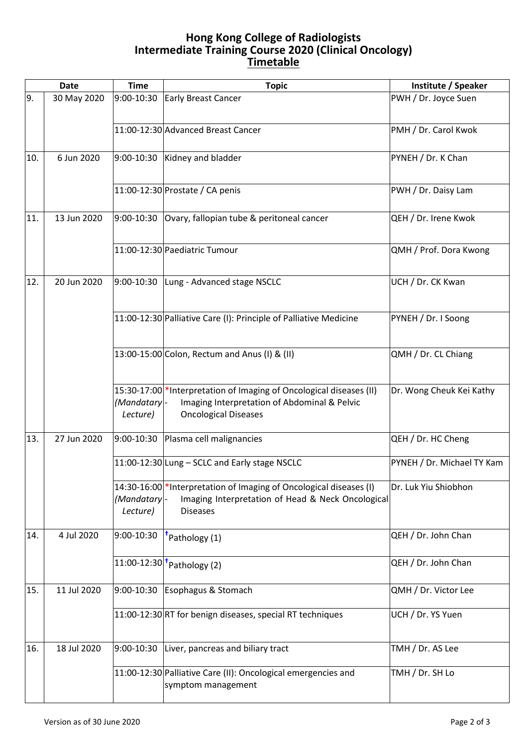# Hong Kong College of Radiologists
# Intermediate Training Course 2020 (Clinical Oncology)
## Timetable

| Date | | Time | Topic | Institute / Speaker |
|---|---|---|---|---|
| 9. | 30 May 2020 | 9:00-10:30 | Early Breast Cancer | PWH / Dr. Joyce Suen |
| | | 11:00-12:30 | Advanced Breast Cancer | PMH / Dr. Carol Kwok |
| 10. | 6 Jun 2020 | 9:00-10:30 | Kidney and bladder | PYNEH / Dr. K Chan |
| | | 11:00-12:30 | Prostate / CA penis | PWH / Dr. Daisy Lam |
| 11. | 13 Jun 2020 | 9:00-10:30 | Ovary, fallopian tube & peritoneal cancer | QEH / Dr. Irene Kwok |
| | | 11:00-12:30 | Paediatric Tumour | QMH / Prof. Dora Kwong |
| 12. | 20 Jun 2020 | 9:00-10:30 | Lung - Advanced stage NSCLC | UCH / Dr. CK Kwan |
| | | 11:00-12:30 | Palliative Care (I): Principle of Palliative Medicine | PYNEH / Dr. I Soong |
| | | 13:00-15:00 | Colon, Rectum and Anus (I) & (II) | QMH / Dr. CL Chiang |
| | | 15:30-17:00 *(Mandatary Lecture)* | *Interpretation of Imaging of Oncological diseases (II) - Imaging Interpretation of Abdominal & Pelvic Oncological Diseases | Dr. Wong Cheuk Kei Kathy |
| 13. | 27 Jun 2020 | 9:00-10:30 | Plasma cell malignancies | QEH / Dr. HC Cheng |
| | | 11:00-12:30 | Lung – SCLC and Early stage NSCLC | PYNEH / Dr. Michael TY Kam |
| | | 14:30-16:00 *(Mandatary Lecture)* | *Interpretation of Imaging of Oncological diseases (I) - Imaging Interpretation of Head & Neck Oncological Diseases | Dr. Luk Yiu Shiobhon |
| 14. | 4 Jul 2020 | 9:00-10:30 | †Pathology (1) | QEH / Dr. John Chan |
| | | 11:00-12:30 | †Pathology (2) | QEH / Dr. John Chan |
| 15. | 11 Jul 2020 | 9:00-10:30 | Esophagus & Stomach | QMH / Dr. Victor Lee |
| | | 11:00-12:30 | RT for benign diseases, special RT techniques | UCH / Dr. YS Yuen |
| 16. | 18 Jul 2020 | 9:00-10:30 | Liver, pancreas and biliary tract | TMH / Dr. AS Lee |
| | | 11:00-12:30 | Palliative Care (II): Oncological emergencies and symptom management | TMH / Dr. SH Lo |

Version as of 30 June 2020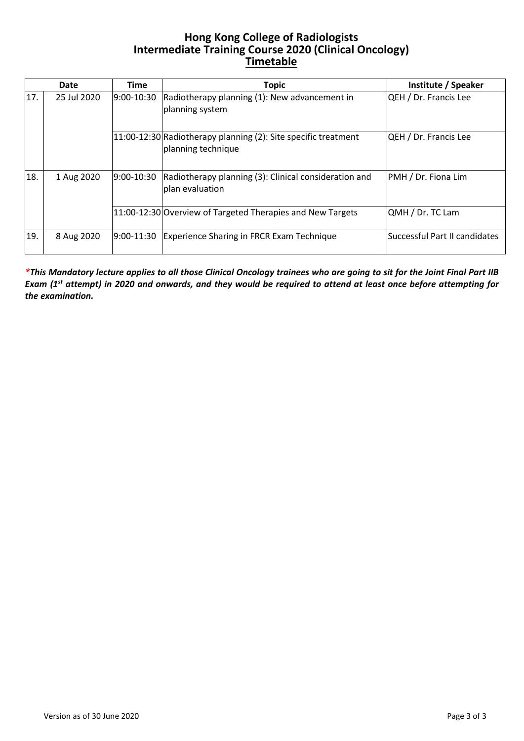# Hong Kong College of Radiologists
# Intermediate Training Course 2020 (Clinical Oncology)
## Timetable

| Date | | Time | Topic | Institute / Speaker |
|---|---|---|---|---|
| 17. | 25 Jul 2020 | 9:00-10:30 | Radiotherapy planning (1): New advancement in planning system | QEH / Dr. Francis Lee |
| | | 11:00-12:30 | Radiotherapy planning (2): Site specific treatment planning technique | QEH / Dr. Francis Lee |
| 18. | 1 Aug 2020 | 9:00-10:30 | Radiotherapy planning (3): Clinical consideration and plan evaluation | PMH / Dr. Fiona Lim |
| | | 11:00-12:30 | Overview of Targeted Therapies and New Targets | QMH / Dr. TC Lam |
| 19. | 8 Aug 2020 | 9:00-11:30 | Experience Sharing in FRCR Exam Technique | Successful Part II candidates |

***This Mandatory lecture applies to all those Clinical Oncology trainees who are going to sit for the Joint Final Part IIB Exam (1st attempt) in 2020 and onwards, and they would be required to attend at least once before attempting for the examination.***

Version as of 30 June 2020